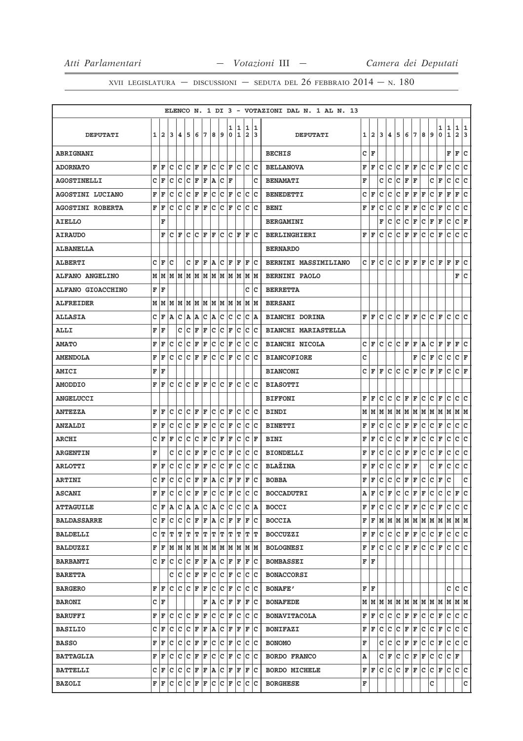ELENCO N. 1 DI 3 - VOTAZIONI DAL N. 1 AL N. 13

| DEPUTATI | 1 | 2 | 3 | 4 | 5 | 6 | 7 | 8 | 9 | 10 | 11 | 12 | 13 | DEPUTATI | 1 | 2 | 3 | 4 | 5 | 6 | 7 | 8 | 9 | 10 | 11 | 12 | 13 |
|---|---|---|---|---|---|---|---|---|---|---|---|---|---|---|---|---|---|---|---|---|---|---|---|---|---|---|---|
| ABRIGNANI | | | | | | | | | | | | | | BECHIS | C | F | | | | | | | | | F | F | C |
| ADORNATO | F | F | C | C | C | F | F | C | C | F | C | C | C | BELLANOVA | F | F | C | C | C | F | F | C | C | F | C | C | C |
| AGOSTINELLI | C | F | C | C | C | F | F | A | C | F | | | C | BENAMATI | F | | C | C | C | F | F | | C | F | C | C | C |
| AGOSTINI LUCIANO | F | F | C | C | C | F | F | C | C | F | C | C | C | BENEDETTI | C | F | C | C | C | F | F | F | C | F | F | F | C |
| AGOSTINI ROBERTA | F | F | C | C | C | F | F | C | C | F | C | C | C | BENI | F | F | C | C | C | F | F | C | C | F | C | C | C |
| AIELLO | | F | | | | | | | | | | | | BERGAMINI | | | F | C | C | C | F | C | F | F | C | C | F |
| AIRAUDO | | F | C | F | C | C | F | F | C | C | F | F | C | BERLINGHIERI | F | F | C | C | C | F | F | C | C | F | C | C | C |
| ALBANELLA | | | | | | | | | | | | | | BERNARDO | | | | | | | | | | | | | |
| ALBERTI | C | F | C | | C | F | F | A | C | F | F | F | C | BERNINI MASSIMILIANO | C | F | C | C | C | F | F | F | C | F | F | F | C |
| ALFANO ANGELINO | M | M | M | M | M | M | M | M | M | M | M | M | M | BERNINI PAOLO | | | | | | | | | | | | F | C |
| ALFANO GIOACCHINO | F | F | | | | | | | | | | C | C | BERRETTA | | | | | | | | | | | | | |
| ALFREIDER | M | M | M | M | M | M | M | M | M | M | M | M | M | BERSANI | | | | | | | | | | | | | |
| ALLASIA | C | F | A | C | A | A | C | A | C | C | C | C | A | BIANCHI DORINA | F | F | C | C | C | F | F | C | C | F | C | C | C |
| ALLI | F | F | | C | C | F | F | C | C | F | C | C | C | BIANCHI MARIASTELLA | | | | | | | | | | | | | |
| AMATO | F | F | C | C | C | F | F | C | C | F | C | C | C | BIANCHI NICOLA | C | F | C | C | C | F | F | A | C | F | F | F | C |
| AMENDOLA | F | F | C | C | C | F | F | C | C | F | C | C | C | BIANCOFIORE | C | | | | | | F | C | F | C | C | C | F |
| AMICI | F | F | | | | | | | | | | | | BIANCONI | C | F | F | C | C | C | F | C | F | F | C | C | F |
| AMODDIO | F | F | C | C | C | F | F | C | C | F | C | C | C | BIASOTTI | | | | | | | | | | | | | |
| ANGELUCCI | | | | | | | | | | | | | | BIFFONI | F | F | C | C | C | F | F | C | C | F | C | C | C |
| ANTEZZA | F | F | C | C | C | F | F | C | C | F | C | C | C | BINDI | M | M | M | M | M | M | M | M | M | M | M | M | M |
| ANZALDI | F | F | C | C | C | F | F | C | C | F | C | C | C | BINETTI | F | F | C | C | C | F | F | C | C | F | C | C | C |
| ARCHI | C | F | F | C | C | C | F | C | F | F | C | C | F | BINI | F | F | C | C | C | F | F | C | C | F | C | C | C |
| ARGENTIN | F | | C | C | C | F | F | C | C | F | C | C | C | BIONDELLI | F | F | C | C | C | F | F | C | C | F | C | C | C |
| ARLOTTI | F | F | C | C | C | F | F | C | C | F | C | C | C | BLAŽINA | F | F | C | C | C | F | F | | C | F | C | C | C |
| ARTINI | C | F | C | C | C | F | F | A | C | F | F | F | C | BOBBA | F | F | C | C | C | F | F | C | C | F | C | | C |
| ASCANI | F | F | C | C | C | F | F | C | C | F | C | C | C | BOCCADUTRI | A | F | C | F | C | C | F | F | C | C | C | F | C |
| ATTAGUILE | C | F | A | C | A | A | C | A | C | C | C | C | A | BOCCI | F | F | C | C | C | F | F | C | C | F | C | C | C |
| BALDASSARRE | C | F | C | C | C | F | F | A | C | F | F | F | C | BOCCIA | F | F | M | M | M | M | M | M | M | M | M | M | M |
| BALDELLI | C | T | T | T | T | T | T | T | T | T | T | T | T | BOCCUZZI | F | F | C | C | C | F | F | C | C | F | C | C | C |
| BALDUZZI | F | F | M | M | M | M | M | M | M | M | M | M | M | BOLOGNESI | F | F | C | C | C | F | F | C | C | F | C | C | C |
| BARBANTI | C | F | C | C | C | F | F | A | C | F | F | F | C | BOMBASSEI | F | F | | | | | | | | | | | |
| BARETTA | | | C | C | C | F | F | C | C | F | C | C | C | BONACCORSI | | | | | | | | | | | | | |
| BARGERO | F | F | C | C | C | F | F | C | C | F | C | C | C | BONAFE' | F | F | | | | | | | | | C | C | C |
| BARONI | C | F | | | | | F | A | C | F | F | F | C | BONAFEDE | M | M | M | M | M | M | M | M | M | M | M | M | M |
| BARUFFI | F | F | C | C | C | F | F | C | C | F | C | C | C | BONAVITACOLA | F | F | C | C | C | F | F | C | C | F | C | C | C |
| BASILIO | C | F | C | C | C | F | F | A | C | F | F | F | C | BONIFAZI | F | F | C | C | C | F | F | C | C | F | C | C | C |
| BASSO | F | F | C | C | C | F | F | C | C | F | C | C | C | BONOMO | F | | C | C | C | F | F | C | C | F | C | C | C |
| BATTAGLIA | F | F | C | C | C | F | F | C | C | F | C | C | C | BORDO FRANCO | A | | C | F | C | C | F | F | C | C | C | F | |
| BATTELLI | C | F | C | C | C | F | F | A | C | F | F | F | C | BORDO MICHELE | F | F | C | C | C | F | F | C | C | F | C | C | C |
| BAZOLI | F | F | C | C | C | F | F | C | C | F | C | C | C | BORGHESE | F | | | | | | | | C | | | | C |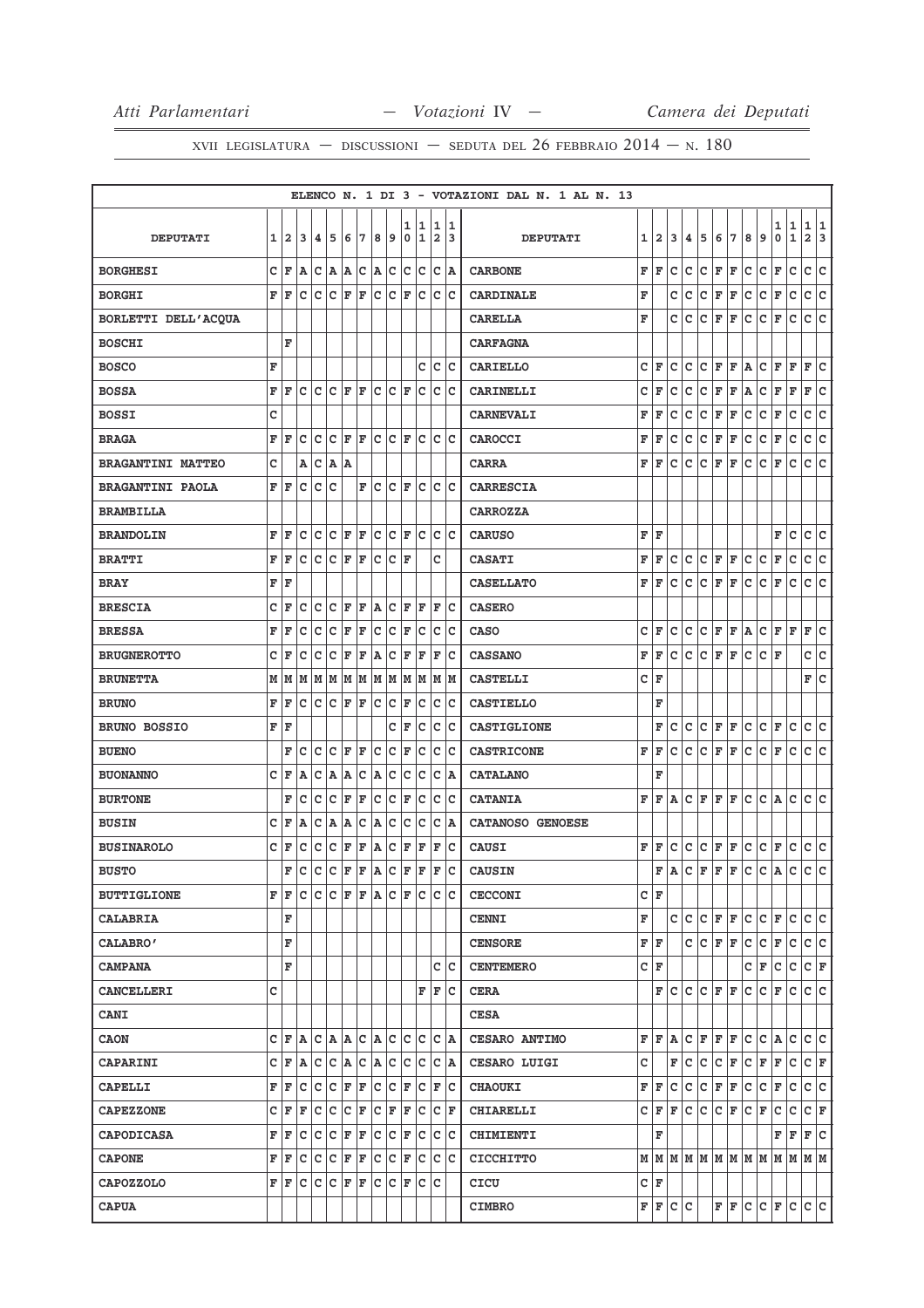XVII LEGISLATURA — DISCUSSIONI — SEDUTA DEL 26 FEBBRAIO 2014 — N. 180

ELENCO N. 1 DI 3 - VOTAZIONI DAL N. 1 AL N. 13

| DEPUTATI | 1 | 2 | 3 | 4 | 5 | 6 | 7 | 8 | 9 | 10 | 11 | 12 | 13 | DEPUTATI | 1 | 2 | 3 | 4 | 5 | 6 | 7 | 8 | 9 | 10 | 11 | 12 | 13 |
|---|---|---|---|---|---|---|---|---|---|---|---|---|---|---|---|---|---|---|---|---|---|---|---|---|---|---|---|
| BORGHESI | C | F | A | C | A | A | C | A | C | C | C | C | A | CARBONE | F | F | C | C | C | F | F | C | C | F | C | C | C |
| BORGHI | F | F | C | C | C | F | F | C | C | F | C | C | C | CARDINALE | F |  | C | C | C | F | F | C | C | F | C | C | C |
| BORLETTI DELL'ACQUA |  |  |  |  |  |  |  |  |  |  |  |  |  | CARELLA | F |  | C | C | C | F | F | C | C | F | C | C | C |
| BOSCHI |  | F |  |  |  |  |  |  |  |  |  |  |  | CARFAGNA |  |  |  |  |  |  |  |  |  |  |  |  |  |
| BOSCO | F |  |  |  |  |  |  |  |  |  | C | C | C | CARIELLO | C | F | C | C | C | F | F | A | C | F | F | F | C |
| BOSSA | F | F | C | C | C | F | F | C | C | F | C | C | C | CARINELLI | C | F | C | C | C | F | F | A | C | F | F | F | C |
| BOSSI | C |  |  |  |  |  |  |  |  |  |  |  |  | CARNEVALI | F | F | C | C | C | F | F | C | C | F | C | C | C |
| BRAGA | F | F | C | C | C | F | F | C | C | F | C | C | C | CAROCCI | F | F | C | C | C | F | F | C | C | F | C | C | C |
| BRAGANTINI MATTEO | C |  | A | C | A | A |  |  |  |  |  |  |  | CARRA | F | F | C | C | C | F | F | C | C | F | C | C | C |
| BRAGANTINI PAOLA | F | F | C | C | C |  | F | C | C | F | C | C | C | CARRESCIA |  |  |  |  |  |  |  |  |  |  |  |  |  |
| BRAMBILLA |  |  |  |  |  |  |  |  |  |  |  |  |  | CARROZZA |  |  |  |  |  |  |  |  |  |  |  |  |  |
| BRANDOLIN | F | F | C | C | C | F | F | C | C | F | C | C | C | CARUSO | F | F |  |  |  |  |  |  |  | F | C | C | C |
| BRATTI | F | F | C | C | C | F | F | C | C | F |  | C |  | CASATI | F | F | C | C | C | F | F | C | C | F | C | C | C |
| BRAY | F | F |  |  |  |  |  |  |  |  |  |  |  | CASELLATO | F | F | C | C | C | F | F | C | C | F | C | C | C |
| BRESCIA | C | F | C | C | C | F | F | A | C | F | F | F | C | CASERO |  |  |  |  |  |  |  |  |  |  |  |  |  |
| BRESSA | F | F | C | C | C | F | F | C | C | F | C | C | C | CASO | C | F | C | C | C | F | F | A | C | F | F | F | C |
| BRUGNEROTTO | C | F | C | C | C | F | F | A | C | F | F | F | C | CASSANO | F | F | C | C | C | F | F | C | C | F |  | C | C |
| BRUNETTA | M | M | M | M | M | M | M | M | M | M | M | M | M | CASTELLI | C | F |  |  |  |  |  |  |  |  |  | F | C |
| BRUNO | F | F | C | C | C | F | F | C | C | F | C | C | C | CASTIELLO |  | F |  |  |  |  |  |  |  |  |  |  |  |
| BRUNO BOSSIO | F | F |  |  |  |  |  |  | C | F | C | C | C | CASTIGLIONE |  | F | C | C | C | F | F | C | C | F | C | C | C |
| BUENO |  | F | C | C | C | F | F | C | C | F | C | C | C | CASTRICONE | F | F | C | C | C | F | F | C | C | F | C | C | C |
| BUONANNO | C | F | A | C | A | A | C | A | C | C | C | C | A | CATALANO |  | F |  |  |  |  |  |  |  |  |  |  |  |
| BURTONE |  | F | C | C | C | F | F | C | C | F | C | C | C | CATANIA | F | F | A | C | F | F | F | C | C | A | C | C | C |
| BUSIN | C | F | A | C | A | A | C | A | C | C | C | C | A | CATANOSO GENOESE |  |  |  |  |  |  |  |  |  |  |  |  |  |
| BUSINAROLO | C | F | C | C | C | F | F | A | C | F | F | F | C | CAUSI | F | F | C | C | C | F | F | C | C | F | C | C | C |
| BUSTO |  | F | C | C | C | F | F | A | C | F | F | F | C | CAUSIN |  | F | A | C | F | F | F | C | C | A | C | C | C |
| BUTTIGLIONE | F | F | C | C | C | F | F | A | C | F | C | C | C | CECCONI | C | F |  |  |  |  |  |  |  |  |  |  |  |
| CALABRIA |  | F |  |  |  |  |  |  |  |  |  |  |  | CENNI | F |  | C | C | C | F | F | C | C | F | C | C | C |
| CALABRO' |  | F |  |  |  |  |  |  |  |  |  |  |  | CENSORE | F | F |  | C | C | F | F | C | C | F | C | C | C |
| CAMPANA |  | F |  |  |  |  |  |  |  |  |  | C | C | CENTEMERO | C | F |  |  |  |  |  |  | C | F | C | C | C | F |
| CANCELLERI | C |  |  |  |  |  |  |  |  |  | F | F | C | CERA |  | F | C | C | C | F | F | C | C | F | C | C | C |
| CANI |  |  |  |  |  |  |  |  |  |  |  |  |  | CESA |  |  |  |  |  |  |  |  |  |  |  |  |  |
| CAON | C | F | A | C | A | A | C | A | C | C | C | C | A | CESARO ANTIMO | F | F | A | C | F | F | F | C | C | A | C | C | C |
| CAPARINI | C | F | A | C | C | A | C | A | C | C | C | C | A | CESARO LUIGI | C |  | F | C | C | C | F | C | F | F | C | C | F |
| CAPELLI | F | F | C | C | C | F | F | C | C | F | C | F | C | CHAOUKI | F | F | C | C | C | F | F | C | C | F | C | C | C |
| CAPEZZONE | C | F | F | C | C | C | F | C | F | F | C | C | F | CHIARELLI | C | F | F | C | C | C | F | C | F | C | C | C | F |
| CAPODICASA | F | F | C | C | C | F | F | C | C | F | C | C | C | CHIMIENTI |  | F |  |  |  |  |  |  |  | F | F | F | C |
| CAPONE | F | F | C | C | C | F | F | C | C | F | C | C | C | CICCHITTO | M | M | M | M | M | M | M | M | M | M | M | M | M |
| CAPOZZOLO | F | F | C | C | C | F | F | C | C | F | C | C |  | CICU | C | F |  |  |  |  |  |  |  |  |  |  |  |
| CAPUA |  |  |  |  |  |  |  |  |  |  |  |  |  | CIMBRO | F | F | C | C |  | F | F | C | C | F | C | C | C |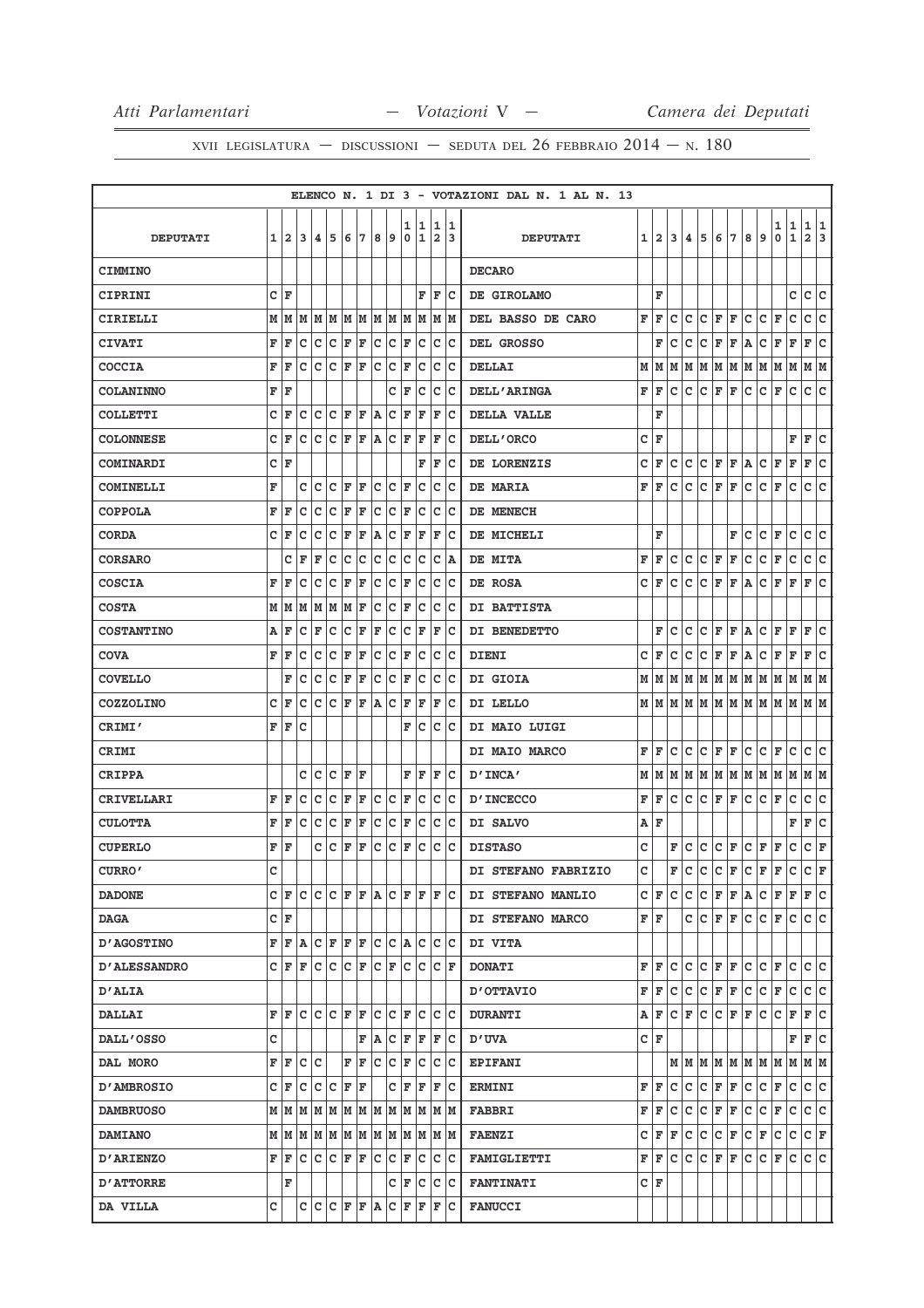XVII LEGISLATURA — DISCUSSIONI — SEDUTA DEL 26 FEBBRAIO 2014 — N. 180

ELENCO N. 1 DI 3 - VOTAZIONI DAL N. 1 AL N. 13

| DEPUTATI | 1 | 2 | 3 | 4 | 5 | 6 | 7 | 8 | 9 | 10 | 11 | 12 | 13 | DEPUTATI | 1 | 2 | 3 | 4 | 5 | 6 | 7 | 8 | 9 | 10 | 11 | 12 | 13 |
|---|---|---|---|---|---|---|---|---|---|---|---|---|---|---|---|---|---|---|---|---|---|---|---|---|---|---|---|
| CIMMINO | | | | | | | | | | | | | | DECARO | | | | | | | | | | | | | |
| CIPRINI | C | F | | | | | | | | | F | F | C | DE GIROLAMO | | F | | | | | | | | | C | C | C |
| CIRIELLI | M | M | M | M | M | M | M | M | M | M | M | M | M | DEL BASSO DE CARO | F | F | C | C | C | F | F | C | C | F | C | C | C |
| CIVATI | F | F | C | C | C | F | F | C | C | F | C | C | C | DEL GROSSO | | F | C | C | C | F | F | A | C | F | F | F | C |
| COCCIA | F | F | C | C | C | F | F | C | C | F | C | C | C | DELLAI | M | M | M | M | M | M | M | M | M | M | M | M | M |
| COLANINNO | F | F | | | | | | | C | F | C | C | C | DELL'ARINGA | F | F | C | C | C | F | F | C | C | F | C | C | C |
| COLLETTI | C | F | C | C | C | F | F | A | C | F | F | F | C | DELLA VALLE | | F | | | | | | | | | | | |
| COLONNESE | C | F | C | C | C | F | F | A | C | F | F | F | C | DELL'ORCO | C | F | | | | | | | | | F | F | C |
| COMINARDI | C | F | | | | | | | | | F | F | C | DE LORENZIS | C | F | C | C | C | F | F | A | C | F | F | F | C |
| COMINELLI | F | | C | C | C | F | F | C | C | F | C | C | C | DE MARIA | F | F | C | C | C | F | F | C | C | F | C | C | C |
| COPPOLA | F | F | C | C | C | F | F | C | C | F | C | C | C | DE MENECH | | | | | | | | | | | | | |
| CORDA | C | F | C | C | C | F | F | A | C | F | F | F | C | DE MICHELI | | F | | | | | F | C | C | F | C | C | C |
| CORSARO | | C | F | F | C | C | C | C | C | C | C | C | A | DE MITA | F | F | C | C | C | F | F | C | C | F | C | C | C |
| COSCIA | F | F | C | C | C | F | F | C | C | F | C | C | C | DE ROSA | C | F | C | C | C | F | F | A | C | F | F | F | C |
| COSTA | M | M | M | M | M | M | F | C | C | F | C | C | C | DI BATTISTA | | | | | | | | | | | | | |
| COSTANTINO | A | F | C | F | C | C | F | F | C | C | F | F | C | DI BENEDETTO | | F | C | C | C | F | F | A | C | F | F | F | C |
| COVA | F | F | C | C | C | F | F | C | C | F | C | C | C | DIENI | C | F | C | C | C | F | F | A | C | F | F | F | C |
| COVELLO | | F | C | C | C | F | F | C | C | F | C | C | C | DI GIOIA | M | M | M | M | M | M | M | M | M | M | M | M | M |
| COZZOLINO | C | F | C | C | C | F | F | A | C | F | F | F | C | DI LELLO | M | M | M | M | M | M | M | M | M | M | M | M | M |
| CRIMI' | F | F | C | | | | | | | F | C | C | C | DI MAIO LUIGI | | | | | | | | | | | | | |
| CRIMI | | | | | | | | | | | | | | DI MAIO MARCO | F | F | C | C | C | F | F | C | C | F | C | C | C |
| CRIPPA | | | C | C | C | F | F | | | F | F | F | C | D'INCA' | M | M | M | M | M | M | M | M | M | M | M | M | M |
| CRIVELLARI | F | F | C | C | C | F | F | C | C | F | C | C | C | D'INCECCO | F | F | C | C | C | F | F | C | C | F | C | C | C |
| CULOTTA | F | F | C | C | C | F | F | C | C | F | C | C | C | DI SALVO | A | F | | | | | | | | | F | F | C |
| CUPERLO | F | F | | C | C | F | F | C | C | F | C | C | C | DISTASO | C | | F | C | C | C | F | C | F | F | C | C | F |
| CURRO' | C | | | | | | | | | | | | | DI STEFANO FABRIZIO | C | | F | C | C | C | F | C | F | F | C | C | F |
| DADONE | C | F | C | C | C | F | F | A | C | F | F | F | C | DI STEFANO MANLIO | C | F | C | C | C | F | F | A | C | F | F | F | C |
| DAGA | C | F | | | | | | | | | | | | DI STEFANO MARCO | F | F | | C | C | F | F | C | C | F | C | C | C |
| D'AGOSTINO | F | F | A | C | F | F | F | C | C | A | C | C | C | DI VITA | | | | | | | | | | | | | |
| D'ALESSANDRO | C | F | F | C | C | C | F | C | F | C | C | C | F | DONATI | F | F | C | C | C | F | F | C | C | F | C | C | C |
| D'ALIA | | | | | | | | | | | | | | D'OTTAVIO | F | F | C | C | C | F | F | C | C | F | C | C | C |
| DALLAI | F | F | C | C | C | F | F | C | C | F | C | C | C | DURANTI | A | F | C | F | C | C | F | F | C | C | F | F | C |
| DALL'OSSO | C | | | | | | F | A | C | F | F | F | C | D'UVA | C | F | | | | | | | | | F | F | C |
| DAL MORO | F | F | C | C | | F | F | C | C | F | C | C | C | EPIFANI | | | M | M | M | M | M | M | M | M | M | M | M |
| D'AMBROSIO | C | F | C | C | C | F | F | | C | F | F | F | C | ERMINI | F | F | C | C | C | F | F | C | C | F | C | C | C |
| DAMBRUOSO | M | M | M | M | M | M | M | M | M | M | M | M | M | FABBRI | F | F | C | C | C | F | F | C | C | F | C | C | C |
| DAMIANO | M | M | M | M | M | M | M | M | M | M | M | M | M | FAENZI | C | F | F | C | C | C | F | C | F | C | C | C | F |
| D'ARIENZO | F | F | C | C | C | F | F | C | C | F | C | C | C | FAMIGLIETTI | F | F | C | C | C | F | F | C | C | F | C | C | C |
| D'ATTORRE | | F | | | | | | | C | F | C | C | C | FANTINATI | C | F | | | | | | | | | | | |
| DA VILLA | C | | C | C | C | F | F | A | C | F | F | F | C | FANUCCI | | | | | | | | | | | | | |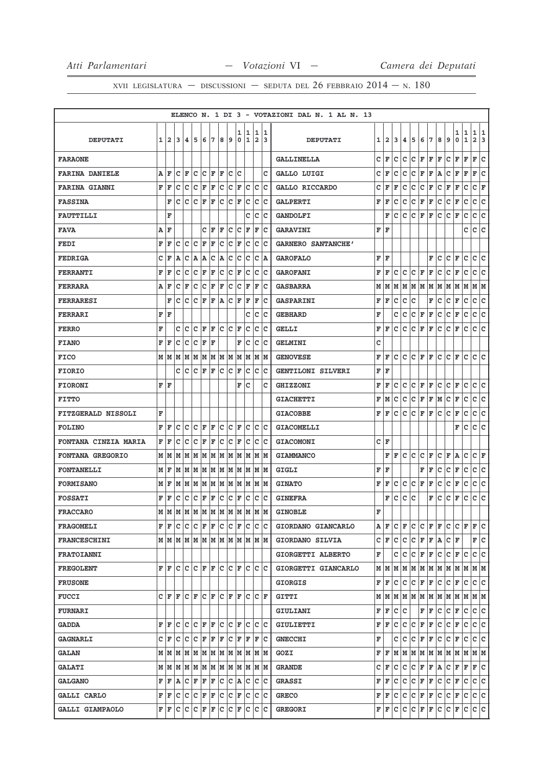ELENCO N. 1 DI 3 - VOTAZIONI DAL N. 1 AL N. 13

| DEPUTATI | 1 | 2 | 3 | 4 | 5 | 6 | 7 | 8 | 9 | 10 | 11 | 12 | 13 | DEPUTATI | 1 | 2 | 3 | 4 | 5 | 6 | 7 | 8 | 9 | 10 | 11 | 12 | 13 |
|---|---|---|---|---|---|---|---|---|---|---|---|---|---|---|---|---|---|---|---|---|---|---|---|---|---|---|---|
| FARAONE | | | | | | | | | | | | | | GALLINELLA | C | F | C | C | C | F | F | F | C | F | F | F | C |
| FARINA DANIELE | A | F | C | F | C | C | F | F | C | C | | | C | GALLO LUIGI | C | F | C | C | C | F | F | A | C | F | F | F | C |
| FARINA GIANNI | F | F | C | C | C | F | F | C | C | F | C | C | C | GALLO RICCARDO | C | F | F | C | C | C | F | C | F | F | C | C | F |
| FASSINA | | F | C | C | C | F | F | C | C | F | C | C | C | GALPERTI | F | F | C | C | C | F | F | C | C | F | C | C | C |
| FAUTTILLI | | F | | | | | | | | | C | C | C | GANDOLFI | | F | C | C | C | F | F | C | C | F | C | C | C |
| FAVA | A | F | | | | C | F | F | C | C | F | F | C | GARAVINI | F | F | | | | | | | | | C | C | C |
| FEDI | F | F | C | C | C | F | F | C | C | F | C | C | C | GARNERO SANTANCHE' | | | | | | | | | | | | | |
| FEDRIGA | C | F | A | C | A | A | C | A | C | C | C | C | A | GAROFALO | F | F | | | | | F | C | C | F | C | C | C |
| FERRANTI | F | F | C | C | C | F | F | C | C | F | C | C | C | GAROFANI | F | F | C | C | C | F | F | C | C | F | C | C | C |
| FERRARA | A | F | C | F | C | C | F | F | C | C | F | F | C | GASBARRA | M | M | M | M | M | M | M | M | M | M | M | M | M |
| FERRARESI | | F | C | C | C | F | F | A | C | F | F | F | C | GASPARINI | F | F | C | C | C | | F | C | C | F | C | C | C |
| FERRARI | F | F | | | | | | | | | C | C | C | GEBHARD | F | | C | C | C | F | F | C | C | F | C | C | C |
| FERRO | F | | C | C | C | F | F | C | C | F | C | C | C | GELLI | F | F | C | C | C | F | F | C | C | F | C | C | C |
| FIANO | F | F | C | C | C | F | F | | | F | C | C | C | GELMINI | C | | | | | | | | | | | | |
| FICO | M | M | M | M | M | M | M | M | M | M | M | M | M | GENOVESE | F | F | C | C | C | F | F | C | C | F | C | C | C |
| FIORIO | | | C | C | C | F | F | C | C | F | C | C | C | GENTILONI SILVERI | F | F | | | | | | | | | | | |
| FIORONI | F | F | | | | | | | | F | C | | C | GHIZZONI | F | F | C | C | C | F | F | C | C | F | C | C | C |
| FITTO | | | | | | | | | | | | | | GIACHETTI | F | M | C | C | C | F | F | M | C | F | C | C | C |
| FITZGERALD NISSOLI | F | | | | | | | | | | | | | GIACOBBE | F | F | C | C | C | F | F | C | C | F | C | C | C |
| FOLINO | F | F | C | C | C | F | F | C | C | F | C | C | C | GIACOMELLI | | | | | | | | | | F | C | C | C |
| FONTANA CINZIA MARIA | F | F | C | C | C | F | F | C | C | F | C | C | C | GIACOMONI | C | F | | | | | | | | | | | |
| FONTANA GREGORIO | M | M | M | M | M | M | M | M | M | M | M | M | M | GIAMMANCO | | F | F | C | C | C | F | C | F | A | C | C | F |
| FONTANELLI | M | F | M | M | M | M | M | M | M | M | M | M | M | GIGLI | F | F | | | | F | F | C | C | F | C | C | C |
| FORMISANO | M | F | M | M | M | M | M | M | M | M | M | M | M | GINATO | F | F | C | C | C | F | F | C | C | F | C | C | C |
| FOSSATI | F | F | C | C | C | F | F | C | C | F | C | C | C | GINEFRA | | F | C | C | C | | F | C | C | F | C | C | C |
| FRACCARO | M | M | M | M | M | M | M | M | M | M | M | M | M | GINOBLE | F | | | | | | | | | | | | |
| FRAGOMELI | F | F | C | C | C | F | F | C | C | F | C | C | C | GIORDANO GIANCARLO | A | F | C | F | C | C | F | F | C | C | F | F | C |
| FRANCESCHINI | M | M | M | M | M | M | M | M | M | M | M | M | M | GIORDANO SILVIA | C | F | C | C | C | F | F | A | C | F | | F | C |
| FRATOIANNI | | | | | | | | | | | | | | GIORGETTI ALBERTO | F | | C | C | C | F | F | C | C | F | C | C | C |
| FREGOLENT | F | F | C | C | C | F | F | C | C | F | C | C | C | GIORGETTI GIANCARLO | M | M | M | M | M | M | M | M | M | M | M | M | M |
| FRUSONE | | | | | | | | | | | | | | GIORGIS | F | F | C | C | C | F | F | C | C | F | C | C | C |
| FUCCI | C | F | F | C | F | C | F | C | F | F | C | C | F | GITTI | M | M | M | M | M | M | M | M | M | M | M | M | M |
| FURNARI | | | | | | | | | | | | | | GIULIANI | F | F | C | C | | F | F | C | C | F | C | C | C |
| GADDA | F | F | C | C | C | F | F | C | C | F | C | C | C | GIULIETTI | F | F | C | C | C | F | F | C | C | F | C | C | C |
| GAGNARLI | C | F | C | C | C | F | F | F | C | F | F | F | C | GNECCHI | F | | C | C | C | F | F | C | C | F | C | C | C |
| GALAN | M | M | M | M | M | M | M | M | M | M | M | M | M | GOZI | F | F | M | M | M | M | M | M | M | M | M | M | M |
| GALATI | M | M | M | M | M | M | M | M | M | M | M | M | M | GRANDE | C | F | C | C | C | F | F | A | C | F | F | F | C |
| GALGANO | F | F | A | C | F | F | F | C | C | A | C | C | C | GRASSI | F | F | C | C | C | F | F | C | C | F | C | C | C |
| GALLI CARLO | F | F | C | C | C | F | F | C | C | F | C | C | C | GRECO | F | F | C | C | C | F | F | C | C | F | C | C | C |
| GALLI GIAMPAOLO | F | F | C | C | C | F | F | C | C | F | C | C | C | GREGORI | F | F | C | C | C | F | F | C | C | F | C | C | C |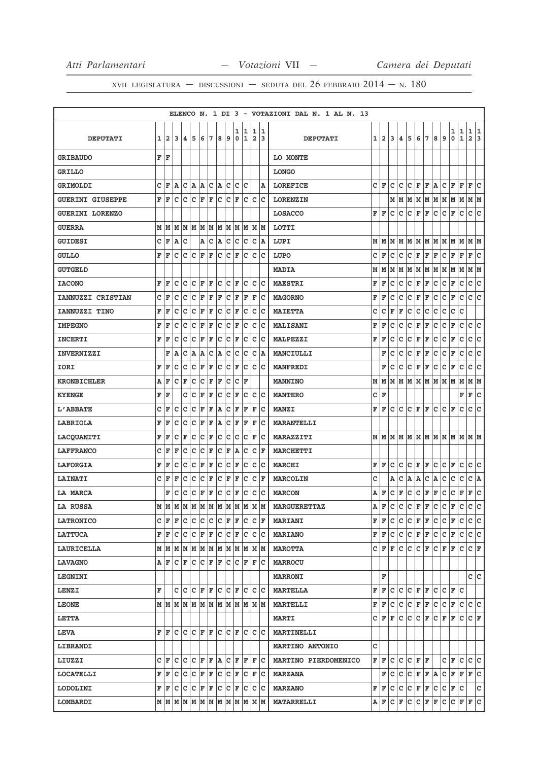ELENCO N. 1 DI 3 - VOTAZIONI DAL N. 1 AL N. 13

| DEPUTATI | 1 | 2 | 3 | 4 | 5 | 6 | 7 | 8 | 9 | 10 | 11 | 12 | 13 | DEPUTATI | 1 | 2 | 3 | 4 | 5 | 6 | 7 | 8 | 9 | 10 | 11 | 12 | 13 |
|---|---|---|---|---|---|---|---|---|---|---|---|---|---|---|---|---|---|---|---|---|---|---|---|---|---|---|---|
| GRIBAUDO | F | F | | | | | | | | | | | | LO MONTE | | | | | | | | | | | | | |
| GRILLO | | | | | | | | | | | | | | LONGO | | | | | | | | | | | | | |
| GRIMOLDI | C | F | A | C | A | A | C | A | C | C | C | | A | LOREFICE | C | F | C | C | C | F | F | A | C | F | F | F | C |
| GUERINI GIUSEPPE | F | F | C | C | C | F | F | C | C | F | C | C | C | LORENZIN | | | M | M | M | M | M | M | M | M | M | M | M |
| GUERINI LORENZO | | | | | | | | | | | | | | LOSACCO | F | F | C | C | C | F | F | C | C | F | C | C | C |
| GUERRA | M | M | M | M | M | M | M | M | M | M | M | M | M | LOTTI | | | | | | | | | | | | | |
| GUIDESI | C | F | A | C | | A | C | A | C | C | C | C | A | LUPI | M | M | M | M | M | M | M | M | M | M | M | M | M |
| GULLO | F | F | C | C | C | F | F | C | C | F | C | C | C | LUPO | C | F | C | C | C | F | F | F | C | F | F | F | C |
| GUTGELD | | | | | | | | | | | | | | MADIA | M | M | M | M | M | M | M | M | M | M | M | M | M |
| IACONO | F | F | C | C | C | F | F | C | C | F | C | C | C | MAESTRI | F | F | C | C | C | F | F | C | C | F | C | C | C |
| IANNUZZI CRISTIAN | C | F | C | C | C | F | F | F | C | F | F | F | C | MAGORNO | F | F | C | C | C | F | F | C | C | F | C | C | C |
| IANNUZZI TINO | F | F | C | C | C | F | F | C | C | F | C | C | C | MAIETTA | C | C | F | F | C | C | C | C | C | C | C | | |
| IMPEGNO | F | F | C | C | C | F | F | C | C | F | C | C | C | MALISANI | F | F | C | C | C | F | F | C | C | F | C | C | C |
| INCERTI | F | F | C | C | C | F | F | C | C | F | C | C | C | MALPEZZI | F | F | C | C | C | F | F | C | C | F | C | C | C |
| INVERNIZZI | | F | A | C | A | A | C | A | C | C | C | C | A | MANCIULLI | | F | C | C | C | F | F | C | C | F | C | C | C |
| IORI | F | F | C | C | C | F | F | C | C | F | C | C | C | MANFREDI | | F | C | C | C | F | F | C | C | F | C | C | C |
| KRONBICHLER | A | F | C | F | C | C | F | F | C | C | F | | | MANNINO | M | M | M | M | M | M | M | M | M | M | M | M | M |
| KYENGE | F | F | | C | C | F | F | C | C | F | C | C | C | MANTERO | C | F | | | | | | | | | F | F | C |
| L'ABBATE | C | F | C | C | C | F | F | A | C | F | F | F | C | MANZI | F | F | C | C | C | F | F | C | C | F | C | C | C |
| LABRIOLA | F | F | C | C | C | F | F | A | C | F | F | F | C | MARANTELLI | | | | | | | | | | | | | |
| LACQUANITI | F | F | C | F | C | C | F | C | C | C | C | F | C | MARAZZITI | M | M | M | M | M | M | M | M | M | M | M | M | M |
| LAFFRANCO | C | F | F | C | C | C | F | C | F | A | C | C | F | MARCHETTI | | | | | | | | | | | | | |
| LAFORGIA | F | F | C | C | C | F | F | C | C | F | C | C | C | MARCHI | F | F | C | C | C | F | F | C | C | F | C | C | C |
| LAINATI | C | F | F | C | C | C | F | C | F | F | C | C | F | MARCOLIN | C | | A | C | A | A | C | A | C | C | C | C | A |
| LA MARCA | | F | C | C | C | F | F | C | C | F | C | C | C | MARCON | A | F | C | F | C | C | F | F | C | C | F | F | C |
| LA RUSSA | M | M | M | M | M | M | M | M | M | M | M | M | M | MARGUERETTAZ | A | F | C | C | C | F | F | C | C | F | C | C | C |
| LATRONICO | C | F | F | C | C | C | C | C | F | F | C | C | F | MARIANI | F | F | C | C | C | F | F | C | C | F | C | C | C |
| LATTUCA | F | F | C | C | C | F | F | C | C | F | C | C | C | MARIANO | F | F | C | C | C | F | F | C | C | F | C | C | C |
| LAURICELLA | M | M | M | M | M | M | M | M | M | M | M | M | M | MAROTTA | C | F | F | C | C | C | F | C | F | F | C | C | F |
| LAVAGNO | A | F | C | F | C | C | F | F | C | C | F | F | C | MARROCU | | | | | | | | | | | | | |
| LEGNINI | | | | | | | | | | | | | | MARRONI | | F | | | | | | | | | | C | C |
| LENZI | F | | C | C | C | F | F | C | C | F | C | C | C | MARTELLA | F | F | C | C | C | F | F | C | C | F | C | | |
| LEONE | M | M | M | M | M | M | M | M | M | M | M | M | M | MARTELLI | F | F | C | C | C | F | F | C | C | F | C | C | C |
| LETTA | | | | | | | | | | | | | | MARTI | C | F | F | C | C | C | F | C | F | F | C | C | F |
| LEVA | F | F | C | C | C | F | F | C | C | F | C | C | C | MARTINELLI | | | | | | | | | | | | | |
| LIBRANDI | | | | | | | | | | | | | | MARTINO ANTONIO | C | | | | | | | | | | | | |
| LIUZZI | C | F | C | C | C | F | F | A | C | F | F | F | C | MARTINO PIERDOMENICO | F | F | C | C | C | F | F | | C | F | C | C | C |
| LOCATELLI | F | F | C | C | C | F | F | C | C | F | C | F | C | MARZANA | | F | C | C | C | F | F | A | C | F | F | F | C |
| LODOLINI | F | F | C | C | C | F | F | C | C | F | C | C | C | MARZANO | F | F | C | C | C | F | F | C | C | F | C | | C |
| LOMBARDI | M | M | M | M | M | M | M | M | M | M | M | M | M | MATARRELLI | A | F | C | F | C | C | F | F | C | C | F | F | C |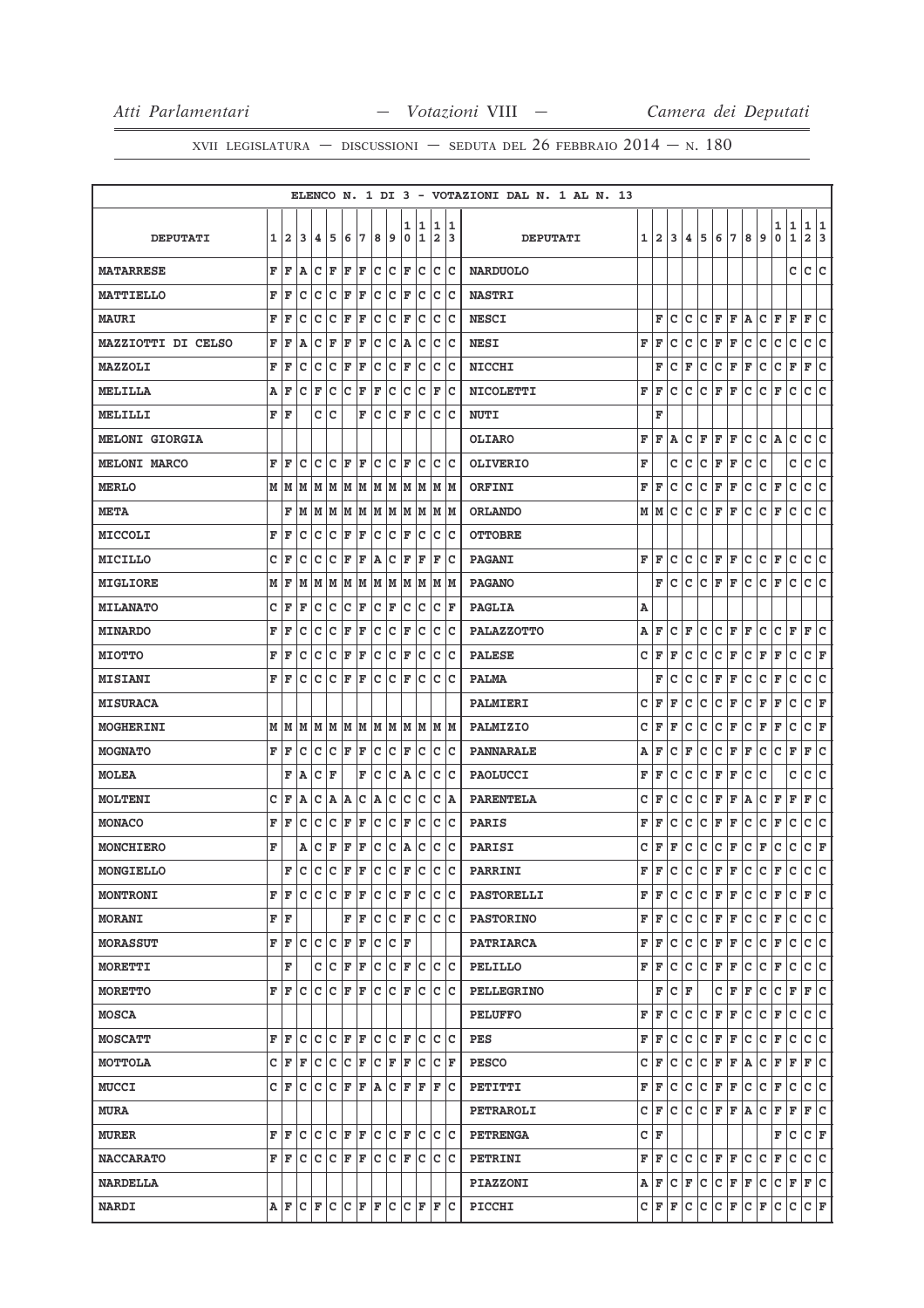ELENCO N. 1 DI 3 - VOTAZIONI DAL N. 1 AL N. 13

| DEPUTATI | 1 | 2 | 3 | 4 | 5 | 6 | 7 | 8 | 9 | 10 | 11 | 12 | 13 | DEPUTATI | 1 | 2 | 3 | 4 | 5 | 6 | 7 | 8 | 9 | 10 | 11 | 12 | 13 |
|---|---|---|---|---|---|---|---|---|---|---|---|---|---|---|---|---|---|---|---|---|---|---|---|---|---|---|---|
| MATARRESE | F | F | A | C | F | F | F | C | C | F | C | C | C | NARDUOLO | | | | | | | | | | | C | C | C |
| MATTIELLO | F | F | C | C | C | F | F | C | C | F | C | C | C | NASTRI | | | | | | | | | | | | | |
| MAURI | F | F | C | C | C | F | F | C | C | F | C | C | C | NESCI | | F | C | C | C | F | F | A | C | F | F | F | C |
| MAZZIOTTI DI CELSO | F | F | A | C | F | F | F | C | C | A | C | C | C | NESI | F | F | C | C | C | F | F | C | C | C | C | C | C |
| MAZZOLI | F | F | C | C | C | F | F | C | C | F | C | C | C | NICCHI | | F | C | F | C | C | F | F | C | C | F | F | C |
| MELILLA | A | F | C | F | C | C | F | F | C | C | C | F | C | NICOLETTI | F | F | C | C | C | F | F | C | C | F | C | C | C |
| MELILLI | F | F | | C | C | | F | C | C | F | C | C | C | NUTI | | F | | | | | | | | | | | |
| MELONI GIORGIA | | | | | | | | | | | | | | OLIARO | F | F | A | C | F | F | F | C | C | A | C | C | C |
| MELONI MARCO | F | F | C | C | C | F | F | C | C | F | C | C | C | OLIVERIO | F | | C | C | C | F | F | C | C | | C | C | C |
| MERLO | M | M | M | M | M | M | M | M | M | M | M | M | M | ORFINI | F | F | C | C | C | F | F | C | C | F | C | C | C |
| META | | F | M | M | M | M | M | M | M | M | M | M | M | ORLANDO | M | M | C | C | C | F | F | C | C | F | C | C | C |
| MICCOLI | F | F | C | C | C | F | F | C | C | F | C | C | C | OTTOBRE | | | | | | | | | | | | | |
| MICILLO | C | F | C | C | C | F | F | A | C | F | F | F | C | PAGANI | F | F | C | C | C | F | F | C | C | F | C | C | C |
| MIGLIORE | M | F | M | M | M | M | M | M | M | M | M | M | M | PAGANO | | F | C | C | C | F | F | C | C | F | C | C | C |
| MILANATO | C | F | F | C | C | C | F | C | F | C | C | C | F | PAGLIA | A | | | | | | | | | | | | |
| MINARDO | F | F | C | C | C | F | F | C | C | F | C | C | C | PALAZZOTTO | A | F | C | F | C | C | F | F | C | C | F | F | C |
| MIOTTO | F | F | C | C | C | F | F | C | C | F | C | C | C | PALESE | C | F | F | C | C | C | F | C | F | F | C | C | F |
| MISIANI | F | F | C | C | C | F | F | C | C | F | C | C | C | PALMA | | F | C | C | C | F | F | C | C | F | C | C | C |
| MISURACA | | | | | | | | | | | | | | PALMIERI | C | F | F | C | C | C | F | C | F | F | C | C | F |
| MOGHERINI | M | M | M | M | M | M | M | M | M | M | M | M | M | PALMIZIO | C | F | F | C | C | C | F | C | F | F | C | C | F |
| MOGNATO | F | F | C | C | C | F | F | C | C | F | C | C | C | PANNARALE | A | F | C | F | C | C | F | F | C | C | F | F | C |
| MOLEA | | F | A | C | F | | F | C | C | A | C | C | C | PAOLUCCI | F | F | C | C | C | F | F | C | C | | C | C | C |
| MOLTENI | C | F | A | C | A | A | C | A | C | C | C | C | A | PARENTELA | C | F | C | C | C | F | F | A | C | F | F | F | C |
| MONACO | F | F | C | C | C | F | F | C | C | F | C | C | C | PARIS | F | F | C | C | C | F | F | C | C | F | C | C | C |
| MONCHIERO | F | | A | C | F | F | F | C | C | A | C | C | C | PARISI | C | F | F | C | C | C | F | C | F | C | C | C | F |
| MONGIELLO | | F | C | C | C | F | F | C | C | F | C | C | C | PARRINI | F | F | C | C | C | F | F | C | C | F | C | C | C |
| MONTRONI | F | F | C | C | C | F | F | C | C | F | C | C | C | PASTORELLI | F | F | C | C | C | F | F | C | C | F | C | F | C |
| MORANI | F | F | | | | F | F | C | C | F | C | C | C | PASTORINO | F | F | C | C | C | F | F | C | C | F | C | C | C |
| MORASSUT | F | F | C | C | C | F | F | C | C | F | | | | PATRIARCA | F | F | C | C | C | F | F | C | C | F | C | C | C |
| MORETTI | | F | | C | C | F | F | C | C | F | C | C | C | PELILLO | F | F | C | C | C | F | F | C | C | F | C | C | C |
| MORETTO | F | F | C | C | C | F | F | C | C | F | C | C | C | PELLEGRINO | | F | C | F | | C | F | F | C | C | F | F | C |
| MOSCA | | | | | | | | | | | | | | PELUFFO | F | F | C | C | C | F | F | C | C | F | C | C | C |
| MOSCATT | F | F | C | C | C | F | F | C | C | F | C | C | C | PES | F | F | C | C | C | F | F | C | C | F | C | C | C |
| MOTTOLA | C | F | F | C | C | C | F | C | F | F | C | C | F | PESCO | C | F | C | C | C | F | F | A | C | F | F | F | C |
| MUCCI | C | F | C | C | C | F | F | A | C | F | F | F | C | PETITTI | F | F | C | C | C | F | F | C | C | F | C | C | C |
| MURA | | | | | | | | | | | | | | PETRAROLI | C | F | C | C | C | F | F | A | C | F | F | F | C |
| MURER | F | F | C | C | C | F | F | C | C | F | C | C | C | PETRENGA | C | F | | | | | | | | F | C | C | F |
| NACCARATO | F | F | C | C | C | F | F | C | C | F | C | C | C | PETRINI | F | F | C | C | C | F | F | C | C | F | C | C | C |
| NARDELLA | | | | | | | | | | | | | | PIAZZONI | A | F | C | F | C | C | F | F | C | C | F | F | C |
| NARDI | A | F | C | F | C | C | F | F | C | C | F | F | C | PICCHI | C | F | F | C | C | C | F | C | F | C | C | C | F |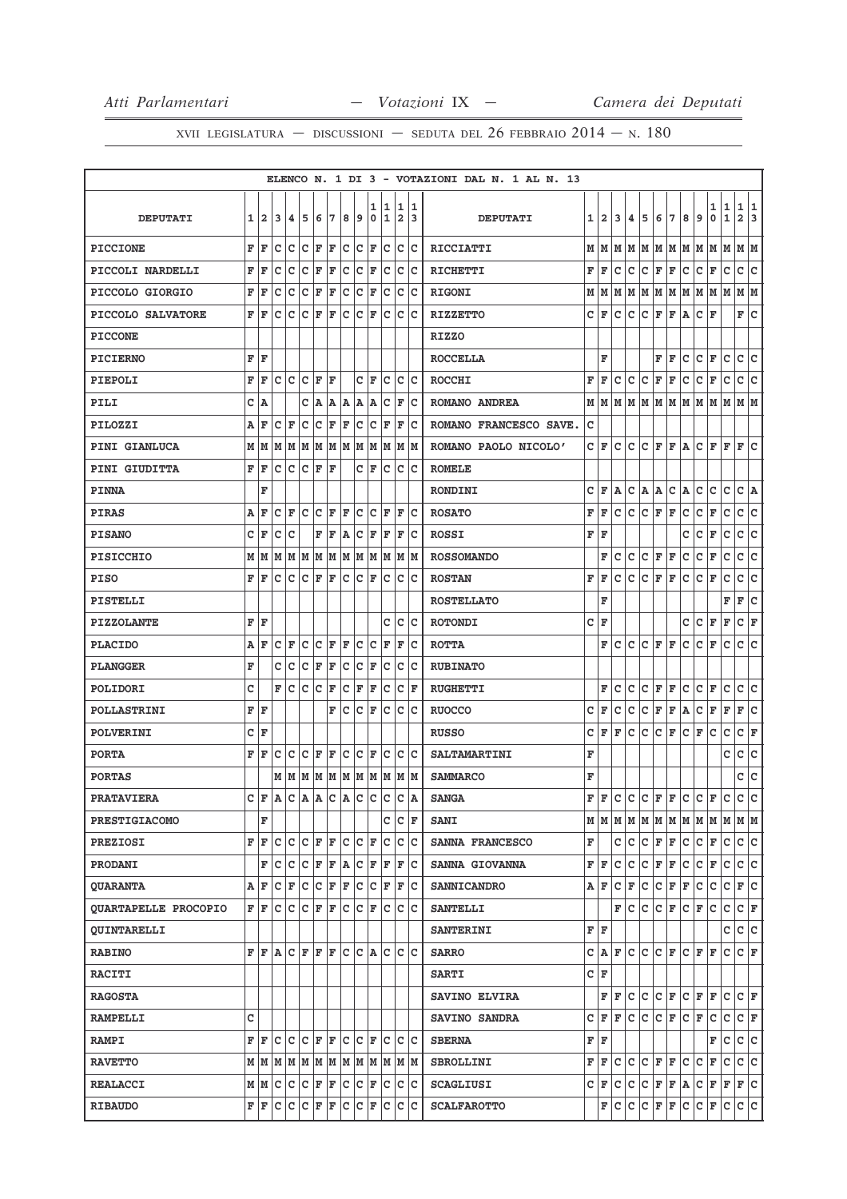XVII LEGISLATURA — DISCUSSIONI — SEDUTA DEL 26 FEBBRAIO 2014 — N. 180

ELENCO N. 1 DI 3 - VOTAZIONI DAL N. 1 AL N. 13

| DEPUTATI | 1 | 2 | 3 | 4 | 5 | 6 | 7 | 8 | 9 | 10 | 11 | 12 | 13 | DEPUTATI | 1 | 2 | 3 | 4 | 5 | 6 | 7 | 8 | 9 | 10 | 11 | 12 | 13 |
|---|---|---|---|---|---|---|---|---|---|---|---|---|---|---|---|---|---|---|---|---|---|---|---|---|---|---|---|
| PICCIONE | F | F | C | C | C | F | F | C | C | F | C | C | C | RICCIATTI | M | M | M | M | M | M | M | M | M | M | M | M | M |
| PICCOLI NARDELLI | F | F | C | C | C | F | F | C | C | F | C | C | C | RICHETTI | F | F | C | C | C | F | F | C | C | F | C | C | C |
| PICCOLO GIORGIO | F | F | C | C | C | F | F | C | C | F | C | C | C | RIGONI | M | M | M | M | M | M | M | M | M | M | M | M | M |
| PICCOLO SALVATORE | F | F | C | C | C | F | F | C | C | F | C | C | C | RIZZETTO | C | F | C | C | C | F | F | A | C | F | | F | C |
| PICCONE | | | | | | | | | | | | | | RIZZO | | | | | | | | | | | | | |
| PICIERNO | F | F | | | | | | | | | | | | ROCCELLA | | F | | | | F | F | C | C | F | C | C | C |
| PIEPOLI | F | F | C | C | C | F | F | | C | F | C | C | C | ROCCHI | F | F | C | C | C | F | F | C | C | F | C | C | C |
| PILI | C | A | | | C | A | A | A | A | A | C | F | C | ROMANO ANDREA | M | M | M | M | M | M | M | M | M | M | M | M | M |
| PILOZZI | A | F | C | F | C | C | F | F | C | C | F | F | C | ROMANO FRANCESCO SAVE. | C | | | | | | | | | | | | |
| PINI GIANLUCA | M | M | M | M | M | M | M | M | M | M | M | M | M | ROMANO PAOLO NICOLO' | C | F | C | C | C | F | F | A | C | F | F | F | C |
| PINI GIUDITTA | F | F | C | C | C | F | F | | C | F | C | C | C | ROMELE | | | | | | | | | | | | | |
| PINNA | | F | | | | | | | | | | | | RONDINI | C | F | A | C | A | A | C | A | C | C | C | C | A |
| PIRAS | A | F | C | F | C | C | F | F | C | C | F | F | C | ROSATO | F | F | C | C | C | F | F | C | C | F | C | C | C |
| PISANO | C | F | C | C | | F | F | A | C | F | F | F | C | ROSSI | F | F | | | | | | C | C | F | C | C | C |
| PISICCHIO | M | M | M | M | M | M | M | M | M | M | M | M | M | ROSSOMANDO | | F | C | C | C | F | F | C | C | F | C | C | C |
| PISO | F | F | C | C | C | F | F | C | C | F | C | C | C | ROSTAN | F | F | C | C | C | F | F | C | C | F | C | C | C |
| PISTELLI | | | | | | | | | | | | | | ROSTELLATO | | F | | | | | | | | | F | F | C |
| PIZZOLANTE | F | F | | | | | | | | | C | C | C | ROTONDI | C | F | | | | | | C | C | F | F | C | F |
| PLACIDO | A | F | C | F | C | C | F | F | C | C | F | F | C | ROTTA | | F | C | C | C | F | F | C | C | F | C | C | C |
| PLANGGER | F | | C | C | C | F | F | C | C | F | C | C | C | RUBINATO | | | | | | | | | | | | | |
| POLIDORI | C | | F | C | C | C | F | C | F | F | C | C | F | RUGHETTI | | F | C | C | C | F | F | C | C | F | C | C | C |
| POLLASTRINI | F | F | | | | | F | C | C | F | C | C | C | RUOCCO | C | F | C | C | C | F | F | A | C | F | F | F | C |
| POLVERINI | C | F | | | | | | | | | | | | RUSSO | C | F | F | C | C | C | F | C | F | C | C | C | F |
| PORTA | F | F | C | C | C | F | F | C | C | F | C | C | C | SALTAMARTINI | F | | | | | | | | | | C | C | C |
| PORTAS | | | M | M | M | M | M | M | M | M | M | M | M | SAMMARCO | F | | | | | | | | | | | C | C |
| PRATAVIERA | C | F | A | C | A | A | C | A | C | C | C | C | A | SANGA | F | F | C | C | C | F | F | C | C | F | C | C | C |
| PRESTIGIACOMO | | F | | | | | | | | | C | C | F | SANI | M | M | M | M | M | M | M | M | M | M | M | M | M |
| PREZIOSI | F | F | C | C | C | F | F | C | C | F | C | C | C | SANNA FRANCESCO | F | | C | C | C | F | F | C | C | F | C | C | C |
| PRODANI | | F | C | C | C | F | F | A | C | F | F | F | C | SANNA GIOVANNA | F | F | C | C | C | F | F | C | C | F | C | C | C |
| QUARANTA | A | F | C | F | C | C | F | F | C | C | F | F | C | SANNICANDRO | A | F | C | F | C | C | F | F | C | C | C | F | C |
| QUARTAPELLE PROCOPIO | F | F | C | C | C | F | F | C | C | F | C | C | C | SANTELLI | | | F | C | C | C | F | C | F | C | C | C | F |
| QUINTARELLI | | | | | | | | | | | | | | SANTERINI | F | F | | | | | | | | | C | C | C |
| RABINO | F | F | A | C | F | F | F | C | C | A | C | C | C | SARRO | C | A | F | C | C | C | F | C | F | F | C | C | F |
| RACITI | | | | | | | | | | | | | | SARTI | C | F | | | | | | | | | | | |
| RAGOSTA | | | | | | | | | | | | | | SAVINO ELVIRA | | F | F | C | C | C | F | C | F | F | C | C | F |
| RAMPELLI | C | | | | | | | | | | | | | SAVINO SANDRA | C | F | F | C | C | C | F | C | F | C | C | C | F |
| RAMPI | F | F | C | C | C | F | F | C | C | F | C | C | C | SBERNA | F | F | | | | | | | | F | C | C | C |
| RAVETTO | M | M | M | M | M | M | M | M | M | M | M | M | M | SBROLLINI | F | F | C | C | C | F | F | C | C | F | C | C | C |
| REALACCI | M | M | C | C | C | F | F | C | C | F | C | C | C | SCAGLIUSI | C | F | C | C | C | F | F | A | C | F | F | F | C |
| RIBAUDO | F | F | C | C | C | F | F | C | C | F | C | C | C | SCALFAROTTO | | F | C | C | C | F | F | C | C | F | C | C | C |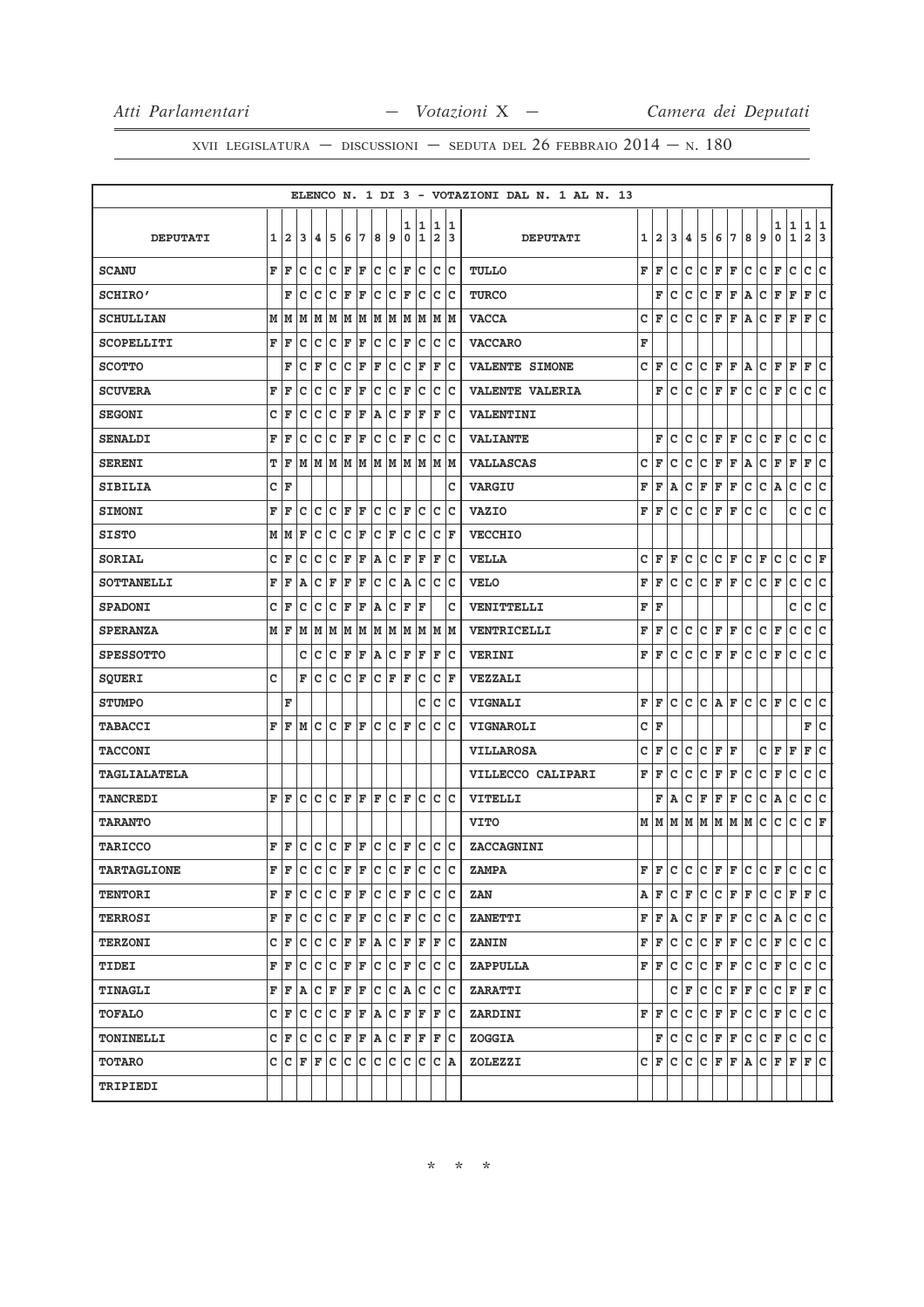ELENCO N. 1 DI 3 - VOTAZIONI DAL N. 1 AL N. 13

| DEPUTATI | 1 | 2 | 3 | 4 | 5 | 6 | 7 | 8 | 9 | 10 | 11 | 12 | 13 | DEPUTATI | 1 | 2 | 3 | 4 | 5 | 6 | 7 | 8 | 9 | 10 | 11 | 12 | 13 |
|---|---|---|---|---|---|---|---|---|---|---|---|---|---|---|---|---|---|---|---|---|---|---|---|---|---|---|---|
| SCANU | F | F | C | C | C | F | F | C | C | F | C | C | C | TULLO | F | F | C | C | C | F | F | C | C | F | C | C | C |
| SCHIRO' | | F | C | C | C | F | F | C | C | F | C | C | C | TURCO | | F | C | C | C | F | F | A | C | F | F | F | C |
| SCHULLIAN | M | M | M | M | M | M | M | M | M | M | M | M | M | VACCA | C | F | C | C | C | F | F | A | C | F | F | F | C |
| SCOPELLITI | F | F | C | C | C | F | F | C | C | F | C | C | C | VACCARO | F | | | | | | | | | | | | |
| SCOTTO | | F | C | F | C | C | F | F | C | C | F | F | C | VALENTE SIMONE | C | F | C | C | C | F | F | A | C | F | F | F | C |
| SCUVERA | F | F | C | C | C | F | F | C | C | F | C | C | C | VALENTE VALERIA | | F | C | C | C | F | F | C | C | F | C | C | C |
| SEGONI | C | F | C | C | C | F | F | A | C | F | F | F | C | VALENTINI | | | | | | | | | | | | | |
| SENALDI | F | F | C | C | C | F | F | C | C | F | C | C | C | VALIANTE | | F | C | C | C | F | F | C | C | F | C | C | C |
| SERENI | T | F | M | M | M | M | M | M | M | M | M | M | M | VALLASCAS | C | F | C | C | C | F | F | A | C | F | F | F | C |
| SIBILIA | C | F | | | | | | | | | | | C | VARGIU | F | F | A | C | F | F | F | C | C | A | C | C | C |
| SIMONI | F | F | C | C | C | F | F | C | C | F | C | C | C | VAZIO | F | F | C | C | C | F | F | C | C | | C | C | C |
| SISTO | M | M | F | C | C | C | F | C | F | C | C | C | F | VECCHIO | | | | | | | | | | | | | |
| SORIAL | C | F | C | C | C | F | F | A | C | F | F | F | C | VELLA | C | F | F | C | C | C | F | C | F | C | C | C | F |
| SOTTANELLI | F | F | A | C | F | F | F | C | C | A | C | C | C | VELO | F | F | C | C | C | F | F | C | C | F | C | C | C |
| SPADONI | C | F | C | C | C | F | F | A | C | F | F | | C | VENITTELLI | F | F | | | | | | | | | C | C | C |
| SPERANZA | M | F | M | M | M | M | M | M | M | M | M | M | M | VENTRICELLI | F | F | C | C | C | F | F | C | C | F | C | C | C |
| SPESSOTTO | | | C | C | C | F | F | A | C | F | F | F | C | VERINI | F | F | C | C | C | F | F | C | C | F | C | C | C |
| SQUERI | C | | F | C | C | C | F | C | F | F | C | C | F | VEZZALI | | | | | | | | | | | | | |
| STUMPO | | F | | | | | | | | | C | C | C | VIGNALI | F | F | C | C | C | A | F | C | C | F | C | C | C |
| TABACCI | F | F | M | C | C | F | F | C | C | F | C | C | C | VIGNAROLI | C | F | | | | | | | | | | F | C |
| TACCONI | | | | | | | | | | | | | | VILLAROSA | C | F | C | C | C | F | F | | C | F | F | F | C |
| TAGLIALATELA | | | | | | | | | | | | | | VILLECCO CALIPARI | F | F | C | C | C | F | F | C | C | F | C | C | C |
| TANCREDI | F | F | C | C | C | F | F | F | C | F | C | C | C | VITELLI | | F | A | C | F | F | F | C | C | A | C | C | C |
| TARANTO | | | | | | | | | | | | | | VITO | M | M | M | M | M | M | M | M | C | C | C | C | F |
| TARICCO | F | F | C | C | C | F | F | C | C | F | C | C | C | ZACCAGNINI | | | | | | | | | | | | | |
| TARTAGLIONE | F | F | C | C | C | F | F | C | C | F | C | C | C | ZAMPA | F | F | C | C | C | F | F | C | C | F | C | C | C |
| TENTORI | F | F | C | C | C | F | F | C | C | F | C | C | C | ZAN | A | F | C | F | C | C | F | F | C | C | F | F | C |
| TERROSI | F | F | C | C | C | F | F | C | C | F | C | C | C | ZANETTI | F | F | A | C | F | F | F | C | C | A | C | C | C |
| TERZONI | C | F | C | C | C | F | F | A | C | F | F | F | C | ZANIN | F | F | C | C | C | F | F | C | C | F | C | C | C |
| TIDEI | F | F | C | C | C | F | F | C | C | F | C | C | C | ZAPPULLA | F | F | C | C | C | F | F | C | C | F | C | C | C |
| TINAGLI | F | F | A | C | F | F | F | C | C | A | C | C | C | ZARATTI | | | C | F | C | C | F | F | C | C | F | F | C |
| TOFALO | C | F | C | C | C | F | F | A | C | F | F | F | C | ZARDINI | F | F | C | C | C | F | F | C | C | F | C | C | C |
| TONINELLI | C | F | C | C | C | F | F | A | C | F | F | F | C | ZOGGIA | | F | C | C | C | F | F | C | C | F | C | C | C |
| TOTARO | C | C | F | F | C | C | C | C | C | C | C | C | A | ZOLEZZI | C | F | C | C | C | F | F | A | C | F | F | F | C |
| TRIPIEDI | | | | | | | | | | | | | | | | | | | | | | | | | | | |

\* \* \*